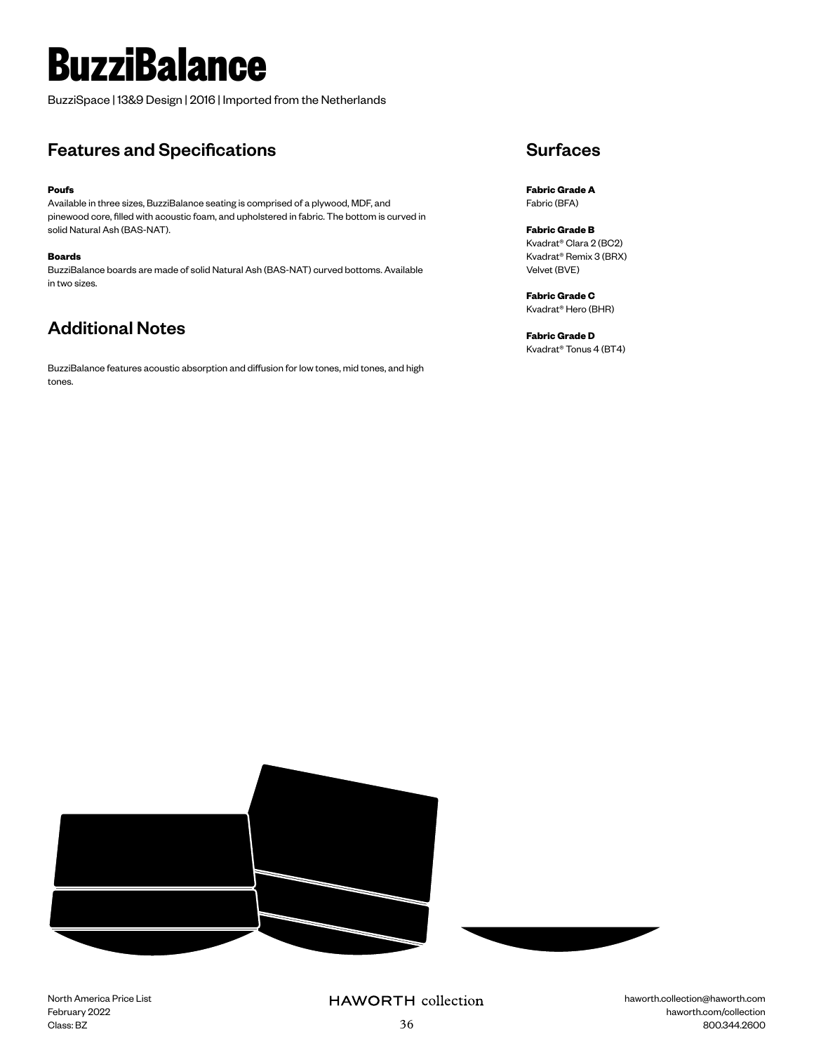# BuzziBalance

BuzziSpace | 13&9 Design | 2016 | Imported from the Netherlands

## Features and Specifications

**Poufs**

Available in three sizes, BuzziBalance seating is comprised of a plywood, MDF, and pinewood core, filled with acoustic foam, and upholstered in fabric. The bottom is curved in solid Natural Ash (BAS-NAT).

**Boards**

BuzziBalance boards are made of solid Natural Ash (BAS-NAT) curved bottoms. Available in two sizes.

## Additional Notes

BuzziBalance features acoustic absorption and diffusion for low tones, mid tones, and high tones.

## Surfaces

**Fabric Grade A**

Fabric (BFA)

**Fabric Grade B**

Kvadrat® Clara 2 (BC2)
Kvadrat® Remix 3 (BRX)
Velvet (BVE)

**Fabric Grade C**

Kvadrat® Hero (BHR)

**Fabric Grade D**

Kvadrat® Tonus 4 (BT4)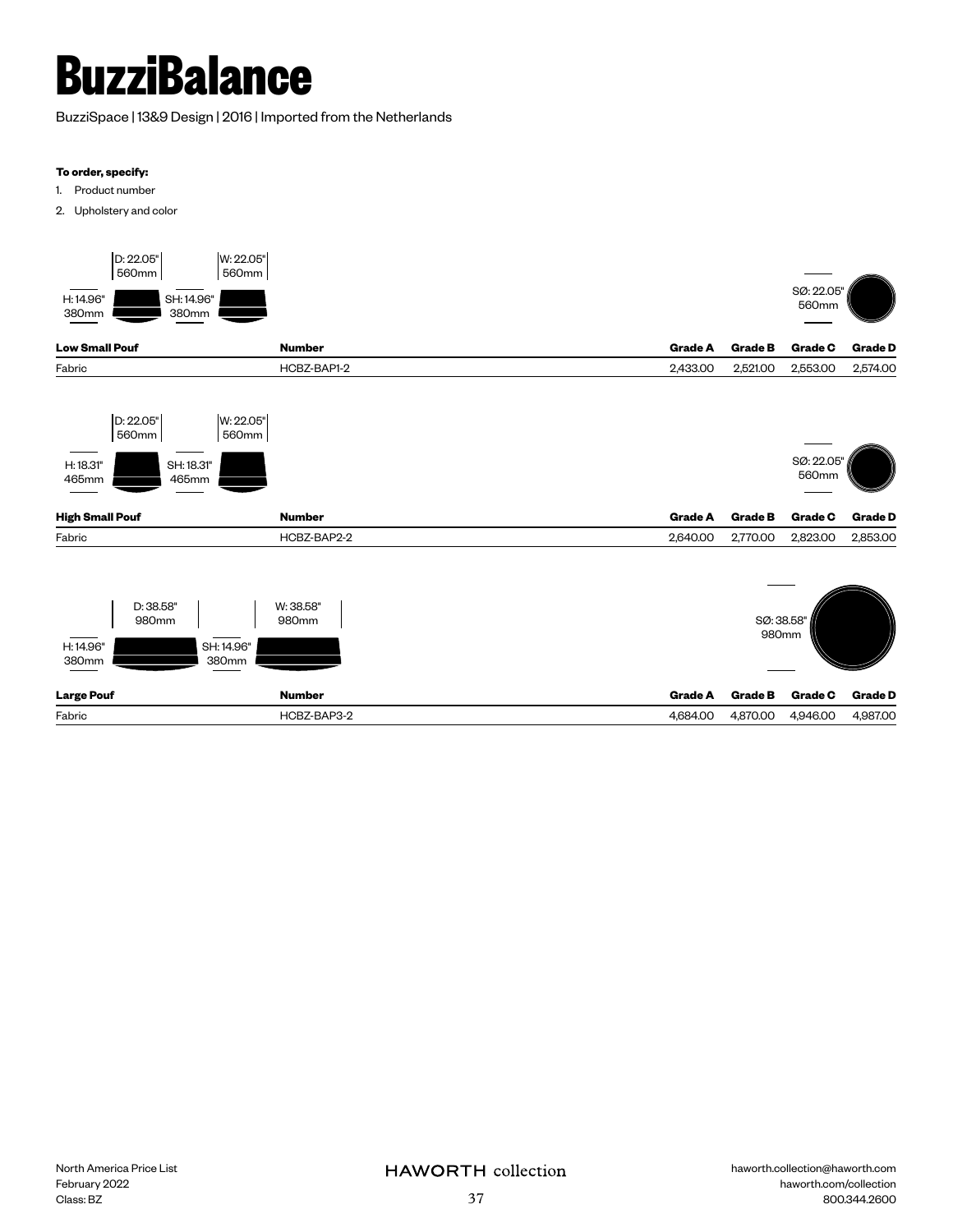# BuzziBalance

BuzziSpace | 13&9 Design | 2016 | Imported from the Netherlands

**To order, specify:**

1. Product number
2. Upholstery and color

D: 22.05" 560mm | W: 22.05" 560mm | H: 14.96" 380mm | SH: 14.96" 380mm | SØ: 22.05" 560mm

| Low Small Pouf | Number | Grade A | Grade B | Grade C | Grade D |
|---|---|---|---|---|---|
| Fabric | HCBZ-BAP1-2 | 2,433.00 | 2,521.00 | 2,553.00 | 2,574.00 |

D: 22.05" 560mm | W: 22.05" 560mm | H: 18.31" 465mm | SH: 18.31" 465mm | SØ: 22.05" 560mm

| High Small Pouf | Number | Grade A | Grade B | Grade C | Grade D |
|---|---|---|---|---|---|
| Fabric | HCBZ-BAP2-2 | 2,640.00 | 2,770.00 | 2,823.00 | 2,853.00 |

D: 38.58" 980mm | W: 38.58" 980mm | H: 14.96" 380mm | SH: 14.96" 380mm | SØ: 38.58" 980mm

| Large Pouf | Number | Grade A | Grade B | Grade C | Grade D |
|---|---|---|---|---|---|
| Fabric | HCBZ-BAP3-2 | 4,684.00 | 4,870.00 | 4,946.00 | 4,987.00 |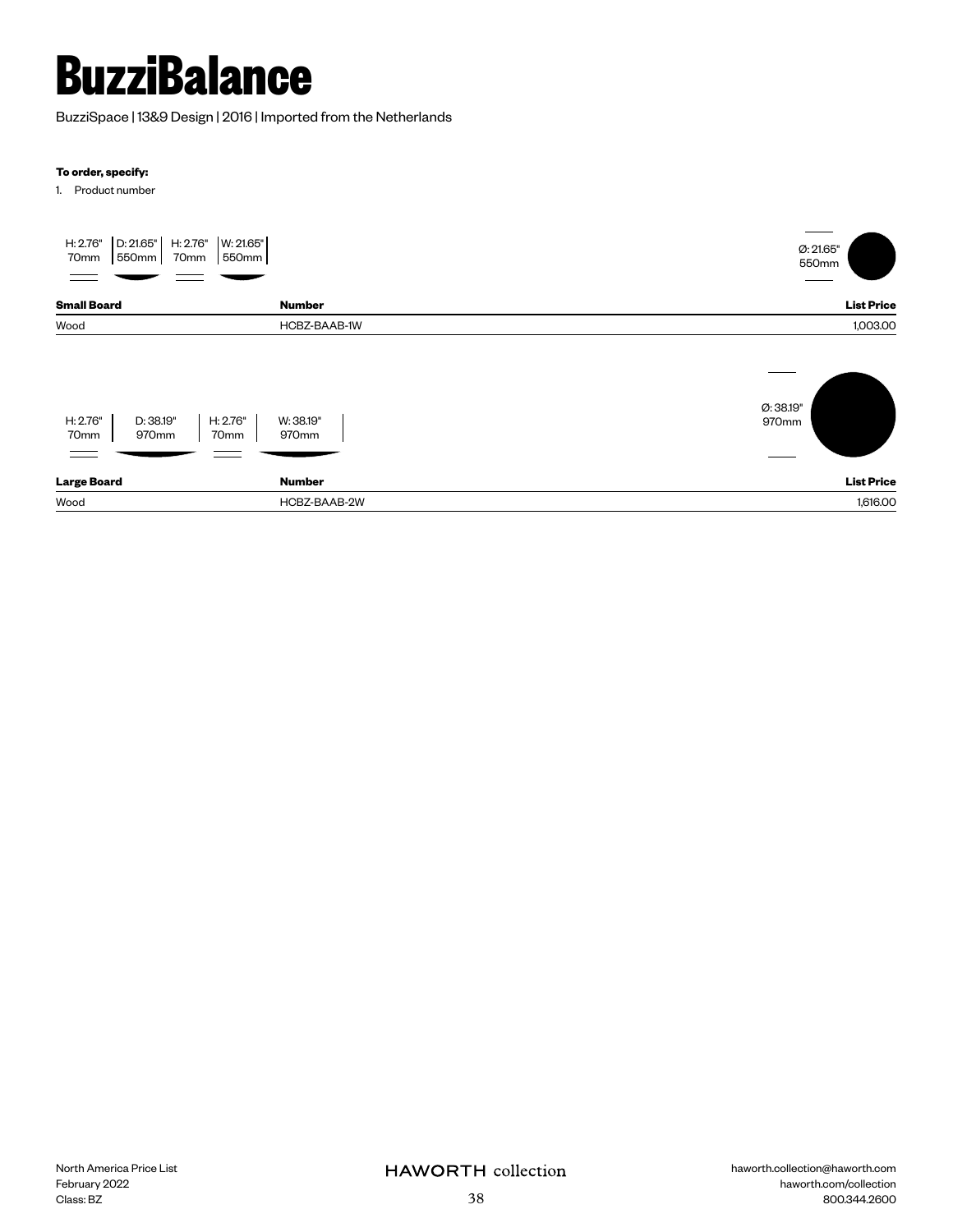# BuzziBalance

BuzziSpace | 13&9 Design | 2016 | Imported from the Netherlands

**To order, specify:**

1. Product number

H: 2.76" 70mm | D: 21.65" 550mm | H: 2.76" 70mm | W: 21.65" 550mm

Ø: 21.65" 550mm

| Small Board | Number | List Price |
| --- | --- | --- |
| Wood | HCBZ-BAAB-1W | 1,003.00 |

H: 2.76" 70mm | D: 38.19" 970mm | H: 2.76" 70mm | W: 38.19" 970mm

Ø: 38.19" 970mm

| Large Board | Number | List Price |
| --- | --- | --- |
| Wood | HCBZ-BAAB-2W | 1,616.00 |

North America Price List
February 2022
Class: BZ

HAWORTH collection

haworth.collection@haworth.com
haworth.com/collection
800.344.2600